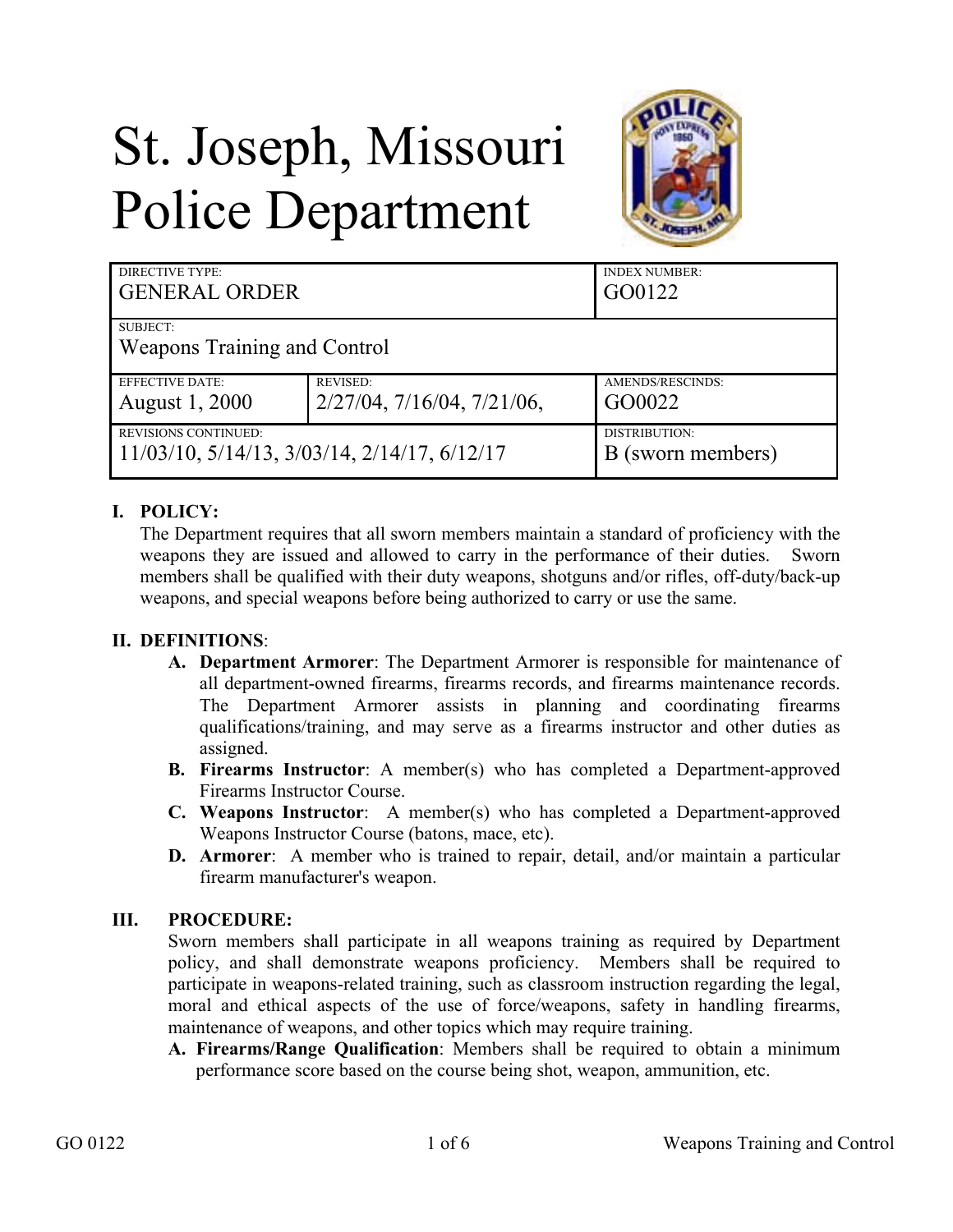# St. Joseph, Missouri Police Department

| DIRECTIVE TYPE: GENERAL ORDER | | INDEX NUMBER: GO0122 |
|---|---|---|
| SUBJECT: Weapons Training and Control | | |
| EFFECTIVE DATE: August 1, 2000 | REVISED: 2/27/04, 7/16/04, 7/21/06, | AMENDS/RESCINDS: GO0022 |
| REVISIONS CONTINUED: 11/03/10, 5/14/13, 3/03/14, 2/14/17, 6/12/17 | | DISTRIBUTION: B (sworn members) |

## I. POLICY:

The Department requires that all sworn members maintain a standard of proficiency with the weapons they are issued and allowed to carry in the performance of their duties. Sworn members shall be qualified with their duty weapons, shotguns and/or rifles, off-duty/back-up weapons, and special weapons before being authorized to carry or use the same.

## II. DEFINITIONS:

- **A. Department Armorer**: The Department Armorer is responsible for maintenance of all department-owned firearms, firearms records, and firearms maintenance records. The Department Armorer assists in planning and coordinating firearms qualifications/training, and may serve as a firearms instructor and other duties as assigned.
- **B. Firearms Instructor**: A member(s) who has completed a Department-approved Firearms Instructor Course.
- **C. Weapons Instructor**: A member(s) who has completed a Department-approved Weapons Instructor Course (batons, mace, etc).
- **D. Armorer**: A member who is trained to repair, detail, and/or maintain a particular firearm manufacturer's weapon.

## III. PROCEDURE:

Sworn members shall participate in all weapons training as required by Department policy, and shall demonstrate weapons proficiency. Members shall be required to participate in weapons-related training, such as classroom instruction regarding the legal, moral and ethical aspects of the use of force/weapons, safety in handling firearms, maintenance of weapons, and other topics which may require training.

- **A. Firearms/Range Qualification**: Members shall be required to obtain a minimum performance score based on the course being shot, weapon, ammunition, etc.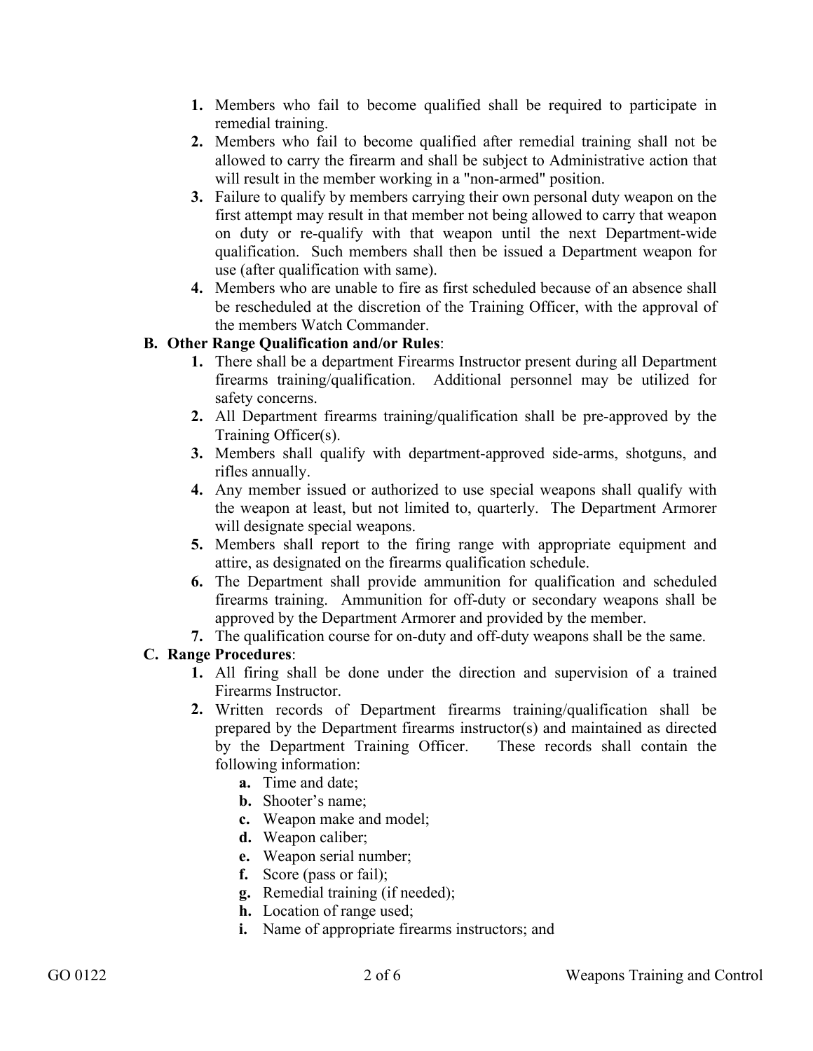1. Members who fail to become qualified shall be required to participate in remedial training.
2. Members who fail to become qualified after remedial training shall not be allowed to carry the firearm and shall be subject to Administrative action that will result in the member working in a "non-armed" position.
3. Failure to qualify by members carrying their own personal duty weapon on the first attempt may result in that member not being allowed to carry that weapon on duty or re-qualify with that weapon until the next Department-wide qualification. Such members shall then be issued a Department weapon for use (after qualification with same).
4. Members who are unable to fire as first scheduled because of an absence shall be rescheduled at the discretion of the Training Officer, with the approval of the members Watch Commander.

**B. Other Range Qualification and/or Rules**:

1. There shall be a department Firearms Instructor present during all Department firearms training/qualification. Additional personnel may be utilized for safety concerns.
2. All Department firearms training/qualification shall be pre-approved by the Training Officer(s).
3. Members shall qualify with department-approved side-arms, shotguns, and rifles annually.
4. Any member issued or authorized to use special weapons shall qualify with the weapon at least, but not limited to, quarterly. The Department Armorer will designate special weapons.
5. Members shall report to the firing range with appropriate equipment and attire, as designated on the firearms qualification schedule.
6. The Department shall provide ammunition for qualification and scheduled firearms training. Ammunition for off-duty or secondary weapons shall be approved by the Department Armorer and provided by the member.
7. The qualification course for on-duty and off-duty weapons shall be the same.

**C. Range Procedures**:

1. All firing shall be done under the direction and supervision of a trained Firearms Instructor.
2. Written records of Department firearms training/qualification shall be prepared by the Department firearms instructor(s) and maintained as directed by the Department Training Officer. These records shall contain the following information:
   - **a.** Time and date;
   - **b.** Shooter's name;
   - **c.** Weapon make and model;
   - **d.** Weapon caliber;
   - **e.** Weapon serial number;
   - **f.** Score (pass or fail);
   - **g.** Remedial training (if needed);
   - **h.** Location of range used;
   - **i.** Name of appropriate firearms instructors; and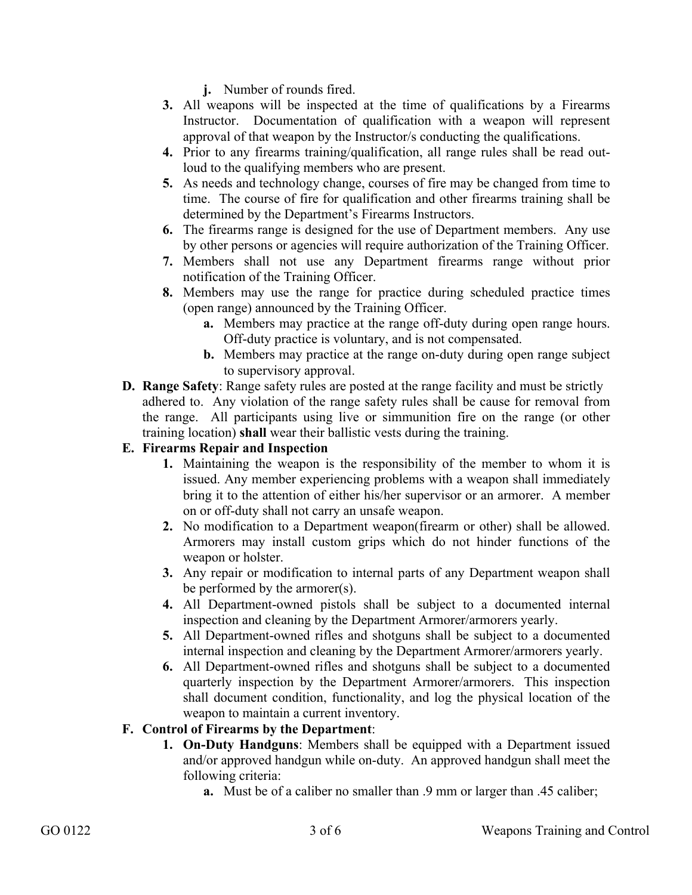j. Number of rounds fired.

3. All weapons will be inspected at the time of qualifications by a Firearms Instructor. Documentation of qualification with a weapon will represent approval of that weapon by the Instructor/s conducting the qualifications.
4. Prior to any firearms training/qualification, all range rules shall be read out-loud to the qualifying members who are present.
5. As needs and technology change, courses of fire may be changed from time to time. The course of fire for qualification and other firearms training shall be determined by the Department's Firearms Instructors.
6. The firearms range is designed for the use of Department members. Any use by other persons or agencies will require authorization of the Training Officer.
7. Members shall not use any Department firearms range without prior notification of the Training Officer.
8. Members may use the range for practice during scheduled practice times (open range) announced by the Training Officer.
   - a. Members may practice at the range off-duty during open range hours. Off-duty practice is voluntary, and is not compensated.
   - b. Members may practice at the range on-duty during open range subject to supervisory approval.

**D. Range Safety**: Range safety rules are posted at the range facility and must be strictly adhered to. Any violation of the range safety rules shall be cause for removal from the range. All participants using live or simmunition fire on the range (or other training location) **shall** wear their ballistic vests during the training.

**E. Firearms Repair and Inspection**

1. Maintaining the weapon is the responsibility of the member to whom it is issued. Any member experiencing problems with a weapon shall immediately bring it to the attention of either his/her supervisor or an armorer. A member on or off-duty shall not carry an unsafe weapon.
2. No modification to a Department weapon(firearm or other) shall be allowed. Armorers may install custom grips which do not hinder functions of the weapon or holster.
3. Any repair or modification to internal parts of any Department weapon shall be performed by the armorer(s).
4. All Department-owned pistols shall be subject to a documented internal inspection and cleaning by the Department Armorer/armorers yearly.
5. All Department-owned rifles and shotguns shall be subject to a documented internal inspection and cleaning by the Department Armorer/armorers yearly.
6. All Department-owned rifles and shotguns shall be subject to a documented quarterly inspection by the Department Armorer/armorers. This inspection shall document condition, functionality, and log the physical location of the weapon to maintain a current inventory.

**F. Control of Firearms by the Department**:

1. **On-Duty Handguns**: Members shall be equipped with a Department issued and/or approved handgun while on-duty. An approved handgun shall meet the following criteria:
   - a. Must be of a caliber no smaller than .9 mm or larger than .45 caliber;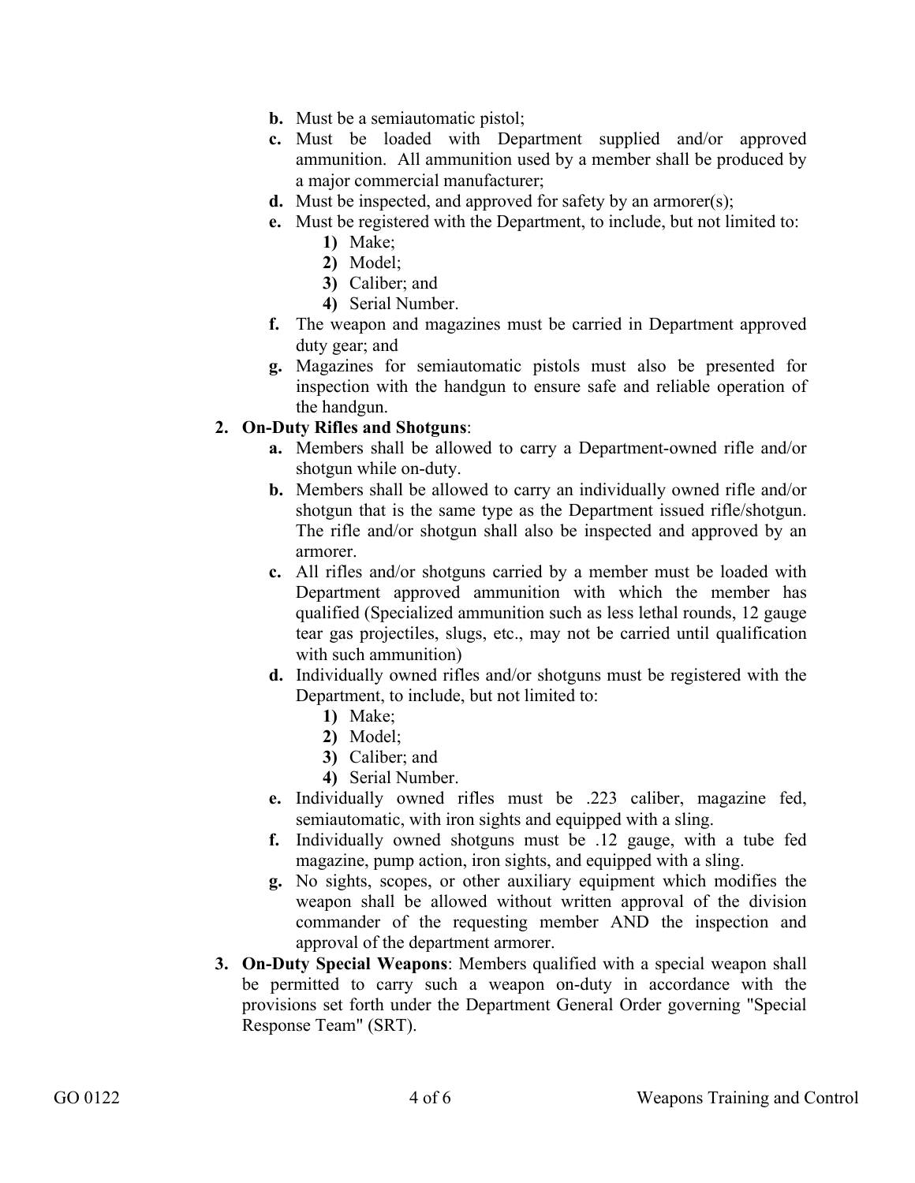- **b.** Must be a semiautomatic pistol;
- **c.** Must be loaded with Department supplied and/or approved ammunition. All ammunition used by a member shall be produced by a major commercial manufacturer;
- **d.** Must be inspected, and approved for safety by an armorer(s);
- **e.** Must be registered with the Department, to include, but not limited to:
  - **1)** Make;
  - **2)** Model;
  - **3)** Caliber; and
  - **4)** Serial Number.
- **f.** The weapon and magazines must be carried in Department approved duty gear; and
- **g.** Magazines for semiautomatic pistols must also be presented for inspection with the handgun to ensure safe and reliable operation of the handgun.

**2. On-Duty Rifles and Shotguns**:

- **a.** Members shall be allowed to carry a Department-owned rifle and/or shotgun while on-duty.
- **b.** Members shall be allowed to carry an individually owned rifle and/or shotgun that is the same type as the Department issued rifle/shotgun. The rifle and/or shotgun shall also be inspected and approved by an armorer.
- **c.** All rifles and/or shotguns carried by a member must be loaded with Department approved ammunition with which the member has qualified (Specialized ammunition such as less lethal rounds, 12 gauge tear gas projectiles, slugs, etc., may not be carried until qualification with such ammunition)
- **d.** Individually owned rifles and/or shotguns must be registered with the Department, to include, but not limited to:
  - **1)** Make;
  - **2)** Model;
  - **3)** Caliber; and
  - **4)** Serial Number.
- **e.** Individually owned rifles must be .223 caliber, magazine fed, semiautomatic, with iron sights and equipped with a sling.
- **f.** Individually owned shotguns must be .12 gauge, with a tube fed magazine, pump action, iron sights, and equipped with a sling.
- **g.** No sights, scopes, or other auxiliary equipment which modifies the weapon shall be allowed without written approval of the division commander of the requesting member AND the inspection and approval of the department armorer.

**3. On-Duty Special Weapons**: Members qualified with a special weapon shall be permitted to carry such a weapon on-duty in accordance with the provisions set forth under the Department General Order governing "Special Response Team" (SRT).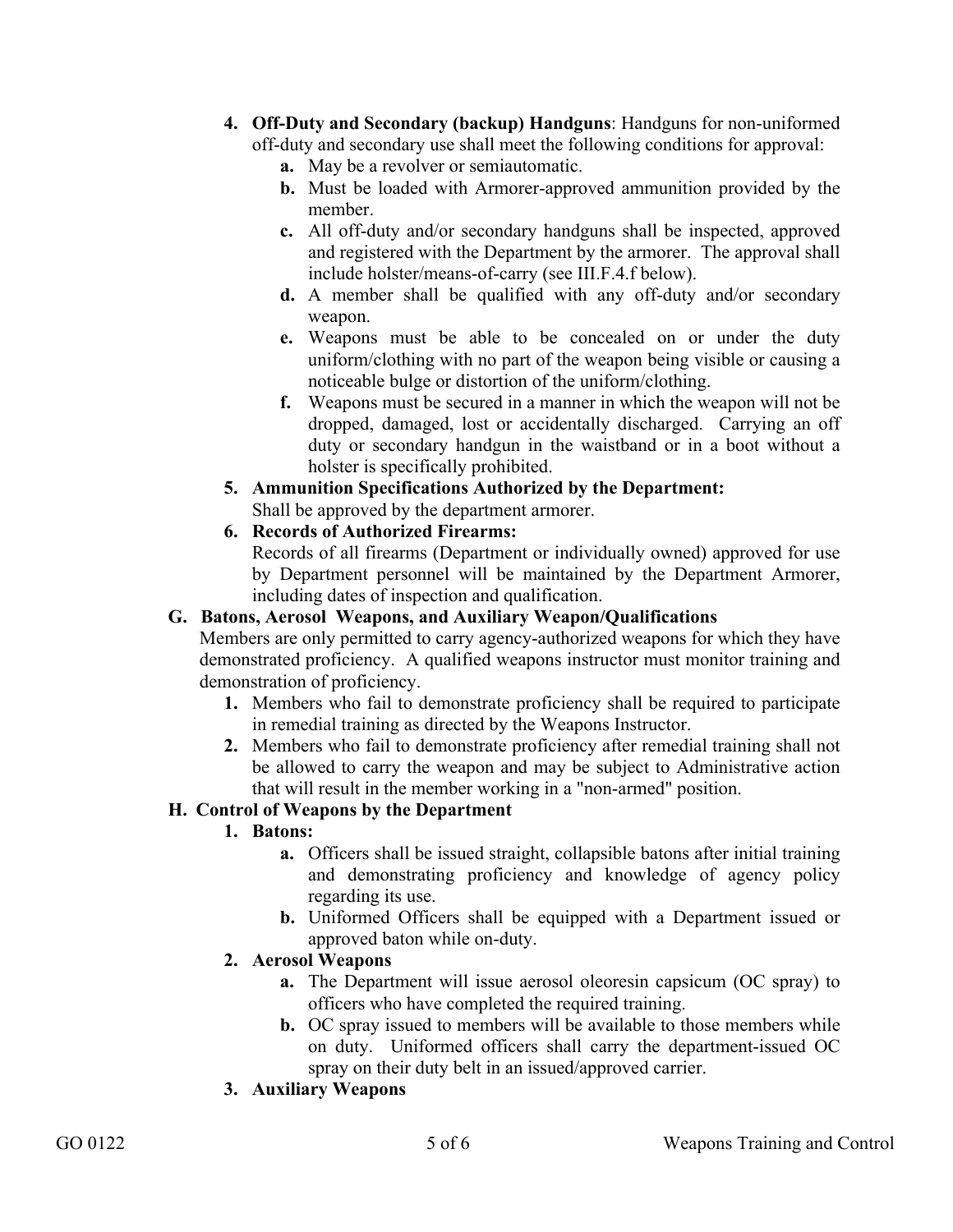4. **Off-Duty and Secondary (backup) Handguns**: Handguns for non-uniformed off-duty and secondary use shall meet the following conditions for approval:
   - **a.** May be a revolver or semiautomatic.
   - **b.** Must be loaded with Armorer-approved ammunition provided by the member.
   - **c.** All off-duty and/or secondary handguns shall be inspected, approved and registered with the Department by the armorer. The approval shall include holster/means-of-carry (see III.F.4.f below).
   - **d.** A member shall be qualified with any off-duty and/or secondary weapon.
   - **e.** Weapons must be able to be concealed on or under the duty uniform/clothing with no part of the weapon being visible or causing a noticeable bulge or distortion of the uniform/clothing.
   - **f.** Weapons must be secured in a manner in which the weapon will not be dropped, damaged, lost or accidentally discharged. Carrying an off duty or secondary handgun in the waistband or in a boot without a holster is specifically prohibited.
5. **Ammunition Specifications Authorized by the Department:**
   Shall be approved by the department armorer.
6. **Records of Authorized Firearms:**
   Records of all firearms (Department or individually owned) approved for use by Department personnel will be maintained by the Department Armorer, including dates of inspection and qualification.

**G. Batons, Aerosol Weapons, and Auxiliary Weapon/Qualifications**

Members are only permitted to carry agency-authorized weapons for which they have demonstrated proficiency. A qualified weapons instructor must monitor training and demonstration of proficiency.

1. Members who fail to demonstrate proficiency shall be required to participate in remedial training as directed by the Weapons Instructor.
2. Members who fail to demonstrate proficiency after remedial training shall not be allowed to carry the weapon and may be subject to Administrative action that will result in the member working in a "non-armed" position.

**H. Control of Weapons by the Department**

1. **Batons:**
   - **a.** Officers shall be issued straight, collapsible batons after initial training and demonstrating proficiency and knowledge of agency policy regarding its use.
   - **b.** Uniformed Officers shall be equipped with a Department issued or approved baton while on-duty.
2. **Aerosol Weapons**
   - **a.** The Department will issue aerosol oleoresin capsicum (OC spray) to officers who have completed the required training.
   - **b.** OC spray issued to members will be available to those members while on duty. Uniformed officers shall carry the department-issued OC spray on their duty belt in an issued/approved carrier.
3. **Auxiliary Weapons**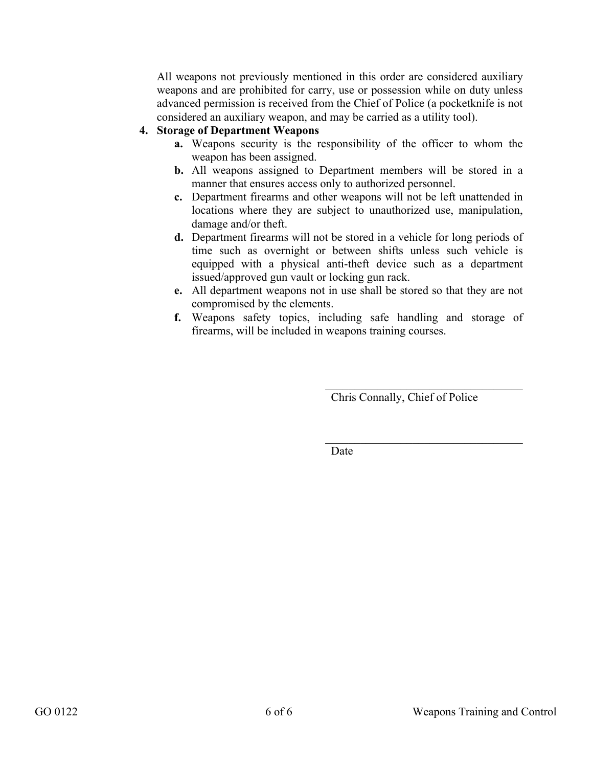All weapons not previously mentioned in this order are considered auxiliary weapons and are prohibited for carry, use or possession while on duty unless advanced permission is received from the Chief of Police (a pocketknife is not considered an auxiliary weapon, and may be carried as a utility tool).

4. **Storage of Department Weapons**
    - **a.** Weapons security is the responsibility of the officer to whom the weapon has been assigned.
    - **b.** All weapons assigned to Department members will be stored in a manner that ensures access only to authorized personnel.
    - **c.** Department firearms and other weapons will not be left unattended in locations where they are subject to unauthorized use, manipulation, damage and/or theft.
    - **d.** Department firearms will not be stored in a vehicle for long periods of time such as overnight or between shifts unless such vehicle is equipped with a physical anti-theft device such as a department issued/approved gun vault or locking gun rack.
    - **e.** All department weapons not in use shall be stored so that they are not compromised by the elements.
    - **f.** Weapons safety topics, including safe handling and storage of firearms, will be included in weapons training courses.

\_\_\_\_\_\_\_\_\_\_\_\_\_\_\_\_\_\_\_\_\_\_\_\_\_\_\_\_\_\_\_\_\_\_

Chris Connally, Chief of Police

\_\_\_\_\_\_\_\_\_\_\_\_\_\_\_\_\_\_\_\_\_\_\_\_\_\_\_\_\_\_\_\_\_\_

Date